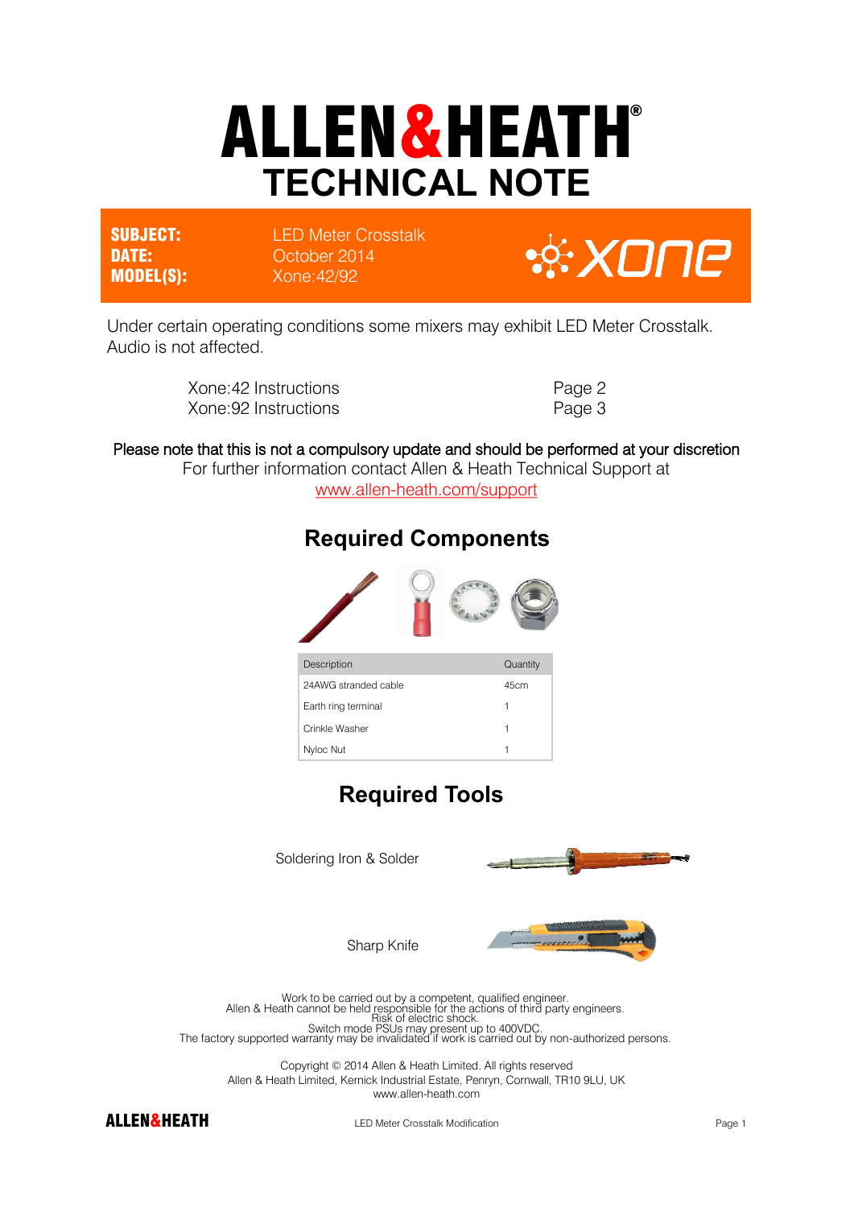# ALLEN&HEATH

## TECHNICAL NOTE

**SUBJECT:** LED Meter Crosstalk
**DATE:** October 2014
**MODEL(S):** Xone:42/92

xone

Under certain operating conditions some mixers may exhibit LED Meter Crosstalk. Audio is not affected.

| | |
|---|---|
| Xone:42 Instructions | Page 2 |
| Xone:92 Instructions | Page 3 |

Please note that this is not a compulsory update and should be performed at your discretion

For further information contact Allen & Heath Technical Support at [www.allen-heath.com/support](http://www.allen-heath.com/support)

## Required Components

| Description | Quantity |
|---|---|
| 24AWG stranded cable | 45cm |
| Earth ring terminal | 1 |
| Crinkle Washer | 1 |
| Nyloc Nut | 1 |

## Required Tools

Soldering Iron & Solder

Sharp Knife

Work to be carried out by a competent, qualified engineer.
Allen & Heath cannot be held responsible for the actions of third party engineers.
Risk of electric shock.
Switch mode PSUs may present up to 400VDC.
The factory supported warranty may be invalidated if work is carried out by non-authorized persons.

Copyright © 2014 Allen & Heath Limited. All rights reserved
Allen & Heath Limited, Kernick Industrial Estate, Penryn, Cornwall, TR10 9LU, UK
www.allen-heath.com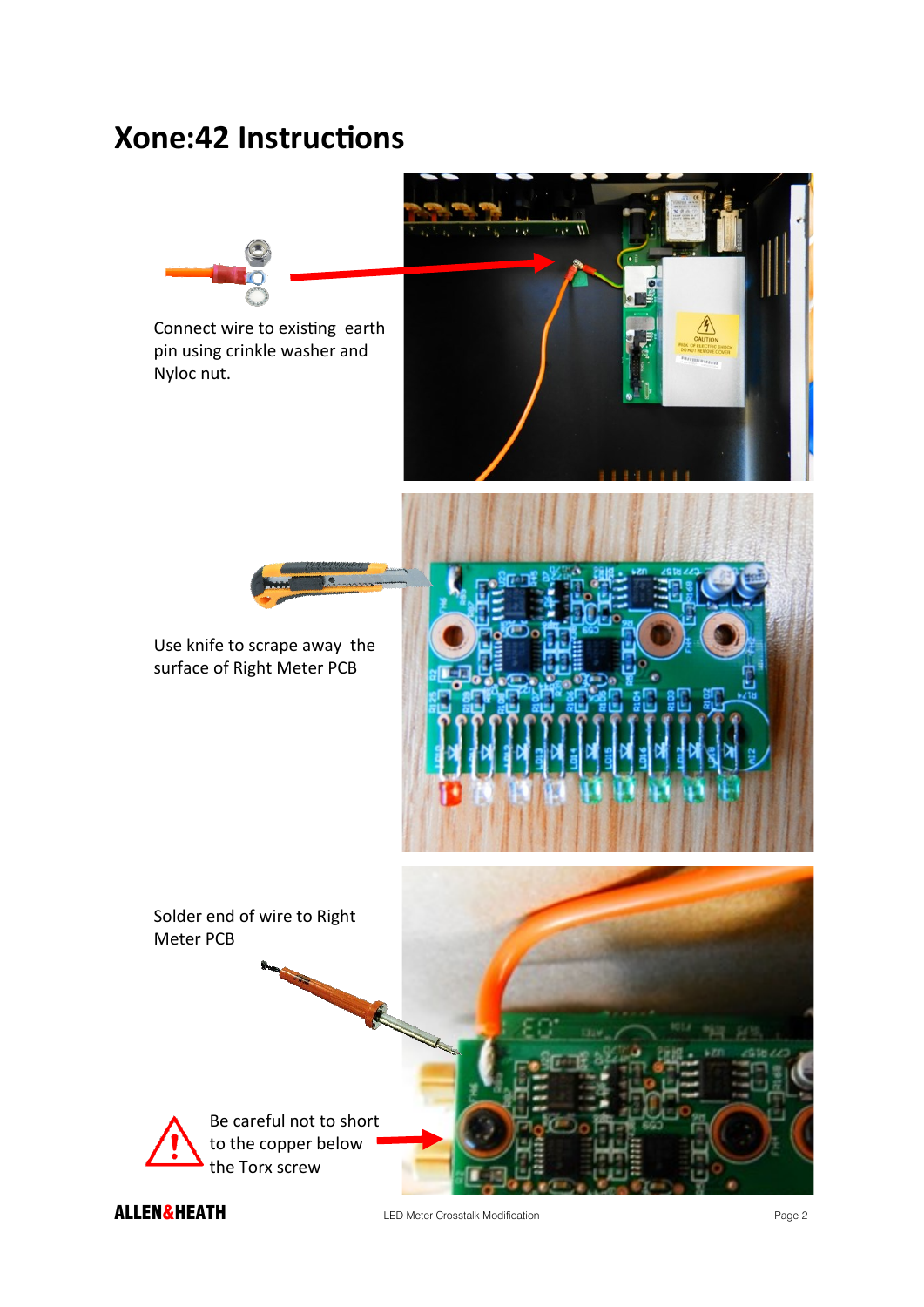# Xone:42 Instructions

Connect wire to existing earth pin using crinkle washer and Nyloc nut.

Use knife to scrape away the surface of Right Meter PCB

Solder end of wire to Right Meter PCB

Be careful not to short to the copper below the Torx screw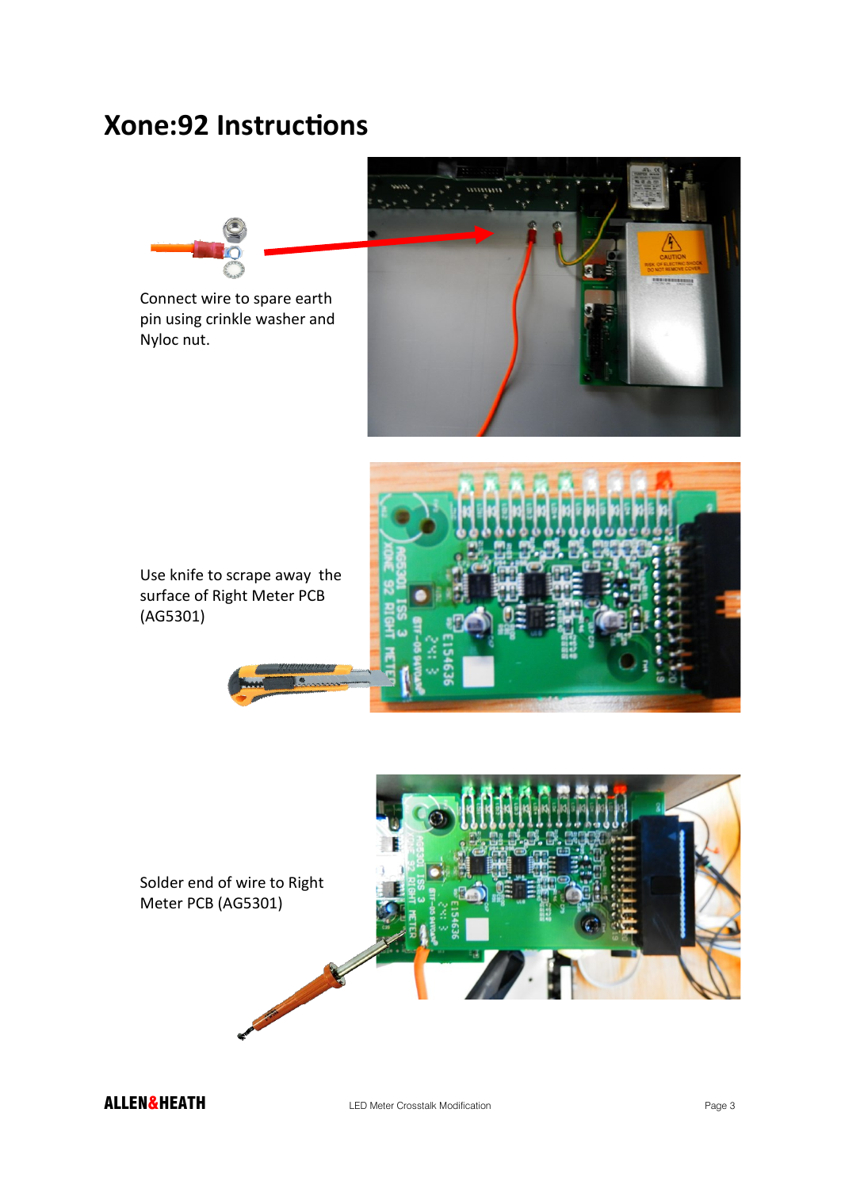# Xone:92 Instructions

Connect wire to spare earth pin using crinkle washer and Nyloc nut.

Use knife to scrape away the surface of Right Meter PCB (AG5301)

Solder end of wire to Right Meter PCB (AG5301)